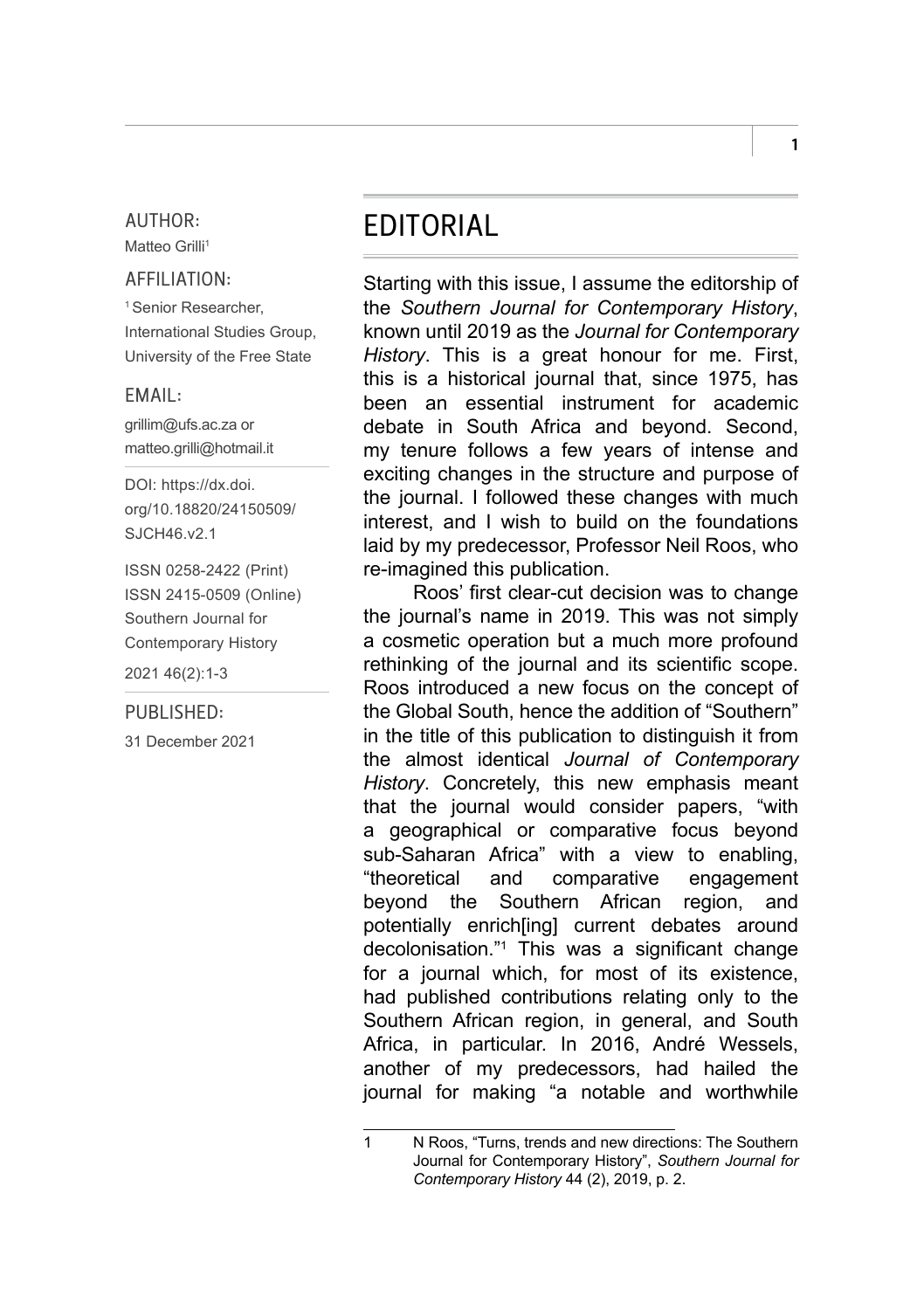AUTHOR:
Matteo Grilli[1]

AFFILIATION:
[1] Senior Researcher, International Studies Group, University of the Free State

EMAIL:
grillim@ufs.ac.za or matteo.grilli@hotmail.it

DOI: https://dx.doi.org/10.18820/24150509/SJCH46.v2.1

ISSN 0258-2422 (Print)
ISSN 2415-0509 (Online)
Southern Journal for Contemporary History
2021 46(2):1-3

PUBLISHED:
31 December 2021

# EDITORIAL

Starting with this issue, I assume the editorship of the *Southern Journal for Contemporary History*, known until 2019 as the *Journal for Contemporary History*. This is a great honour for me. First, this is a historical journal that, since 1975, has been an essential instrument for academic debate in South Africa and beyond. Second, my tenure follows a few years of intense and exciting changes in the structure and purpose of the journal. I followed these changes with much interest, and I wish to build on the foundations laid by my predecessor, Professor Neil Roos, who re-imagined this publication.

Roos' first clear-cut decision was to change the journal's name in 2019. This was not simply a cosmetic operation but a much more profound rethinking of the journal and its scientific scope. Roos introduced a new focus on the concept of the Global South, hence the addition of "Southern" in the title of this publication to distinguish it from the almost identical *Journal of Contemporary History*. Concretely, this new emphasis meant that the journal would consider papers, "with a geographical or comparative focus beyond sub-Saharan Africa" with a view to enabling, "theoretical and comparative engagement beyond the Southern African region, and potentially enrich[ing] current debates around decolonisation."[1] This was a significant change for a journal which, for most of its existence, had published contributions relating only to the Southern African region, in general, and South Africa, in particular. In 2016, André Wessels, another of my predecessors, had hailed the journal for making "a notable and worthwhile

1 N Roos, "Turns, trends and new directions: The Southern Journal for Contemporary History", *Southern Journal for Contemporary History* 44 (2), 2019, p. 2.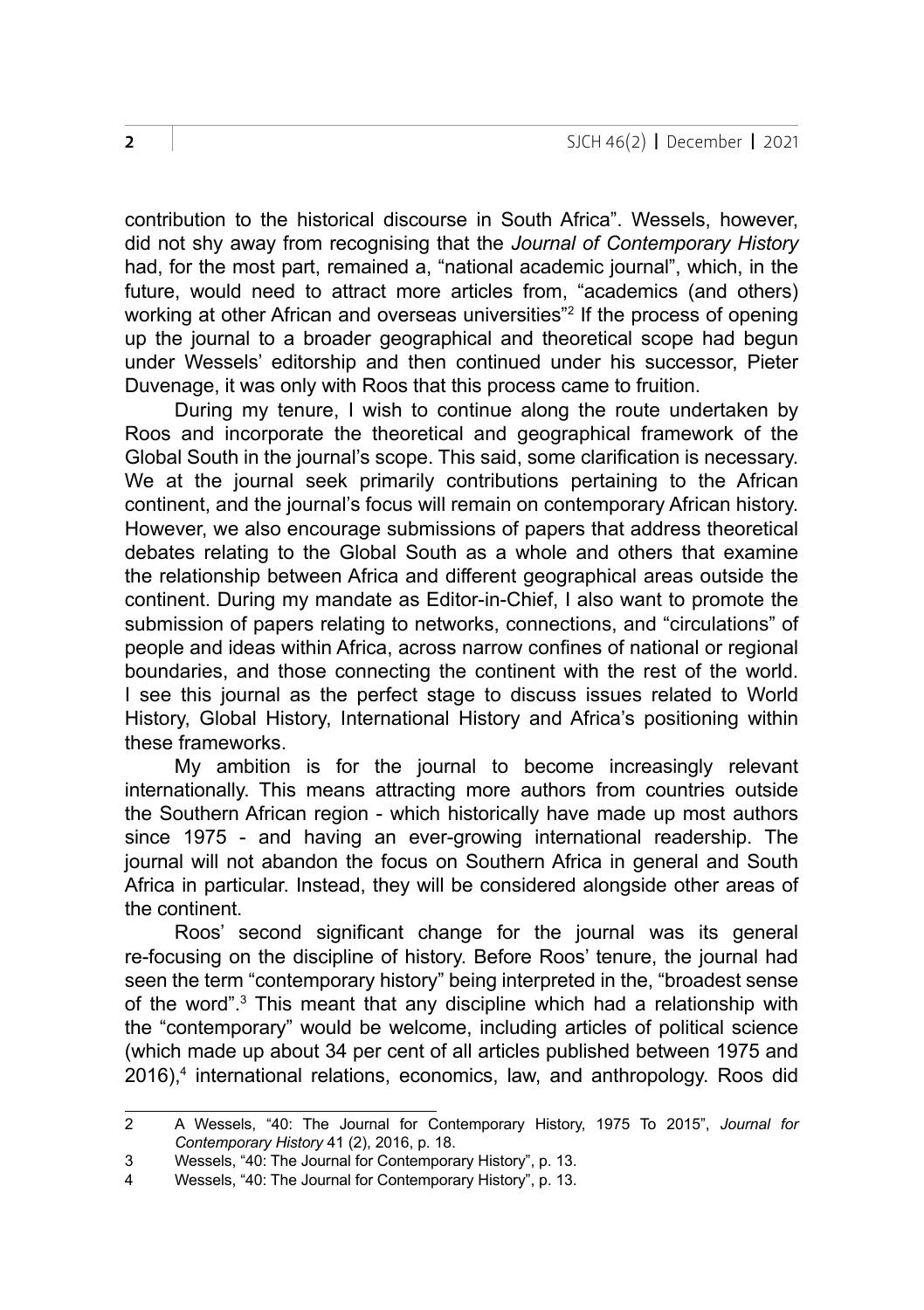contribution to the historical discourse in South Africa". Wessels, however, did not shy away from recognising that the *Journal of Contemporary History* had, for the most part, remained a, "national academic journal", which, in the future, would need to attract more articles from, "academics (and others) working at other African and overseas universities"[2] If the process of opening up the journal to a broader geographical and theoretical scope had begun under Wessels' editorship and then continued under his successor, Pieter Duvenage, it was only with Roos that this process came to fruition.

During my tenure, I wish to continue along the route undertaken by Roos and incorporate the theoretical and geographical framework of the Global South in the journal's scope. This said, some clarification is necessary. We at the journal seek primarily contributions pertaining to the African continent, and the journal's focus will remain on contemporary African history. However, we also encourage submissions of papers that address theoretical debates relating to the Global South as a whole and others that examine the relationship between Africa and different geographical areas outside the continent. During my mandate as Editor-in-Chief, I also want to promote the submission of papers relating to networks, connections, and "circulations" of people and ideas within Africa, across narrow confines of national or regional boundaries, and those connecting the continent with the rest of the world. I see this journal as the perfect stage to discuss issues related to World History, Global History, International History and Africa's positioning within these frameworks.

My ambition is for the journal to become increasingly relevant internationally. This means attracting more authors from countries outside the Southern African region - which historically have made up most authors since 1975 - and having an ever-growing international readership. The journal will not abandon the focus on Southern Africa in general and South Africa in particular. Instead, they will be considered alongside other areas of the continent.

Roos' second significant change for the journal was its general re-focusing on the discipline of history. Before Roos' tenure, the journal had seen the term "contemporary history" being interpreted in the, "broadest sense of the word".[3] This meant that any discipline which had a relationship with the "contemporary" would be welcome, including articles of political science (which made up about 34 per cent of all articles published between 1975 and 2016),[4] international relations, economics, law, and anthropology. Roos did

---

2 A Wessels, "40: The Journal for Contemporary History, 1975 To 2015", *Journal for Contemporary History* 41 (2), 2016, p. 18.

3 Wessels, "40: The Journal for Contemporary History", p. 13.

4 Wessels, "40: The Journal for Contemporary History", p. 13.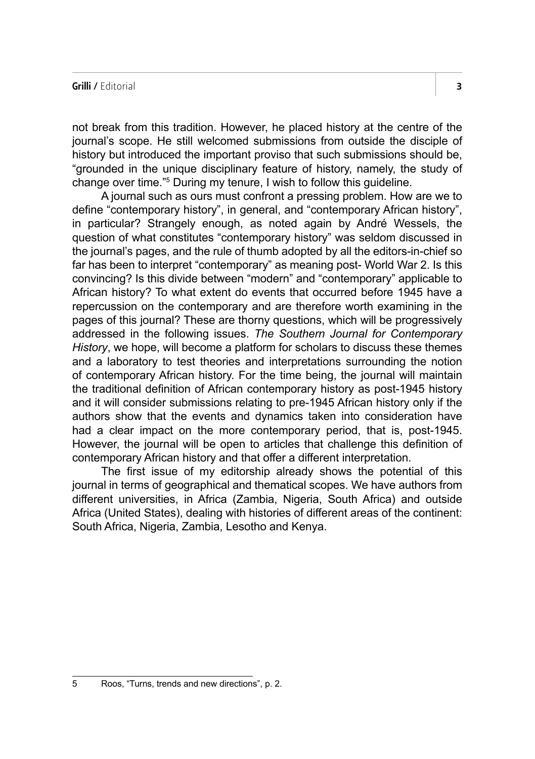not break from this tradition. However, he placed history at the centre of the journal's scope. He still welcomed submissions from outside the disciple of history but introduced the important proviso that such submissions should be, "grounded in the unique disciplinary feature of history, namely, the study of change over time."[5] During my tenure, I wish to follow this guideline.

A journal such as ours must confront a pressing problem. How are we to define "contemporary history", in general, and "contemporary African history", in particular? Strangely enough, as noted again by André Wessels, the question of what constitutes "contemporary history" was seldom discussed in the journal's pages, and the rule of thumb adopted by all the editors-in-chief so far has been to interpret "contemporary" as meaning post- World War 2. Is this convincing? Is this divide between "modern" and "contemporary" applicable to African history? To what extent do events that occurred before 1945 have a repercussion on the contemporary and are therefore worth examining in the pages of this journal? These are thorny questions, which will be progressively addressed in the following issues. *The Southern Journal for Contemporary History*, we hope, will become a platform for scholars to discuss these themes and a laboratory to test theories and interpretations surrounding the notion of contemporary African history. For the time being, the journal will maintain the traditional definition of African contemporary history as post-1945 history and it will consider submissions relating to pre-1945 African history only if the authors show that the events and dynamics taken into consideration have had a clear impact on the more contemporary period, that is, post-1945. However, the journal will be open to articles that challenge this definition of contemporary African history and that offer a different interpretation.

The first issue of my editorship already shows the potential of this journal in terms of geographical and thematical scopes. We have authors from different universities, in Africa (Zambia, Nigeria, South Africa) and outside Africa (United States), dealing with histories of different areas of the continent: South Africa, Nigeria, Zambia, Lesotho and Kenya.

---

5 Roos, "Turns, trends and new directions", p. 2.